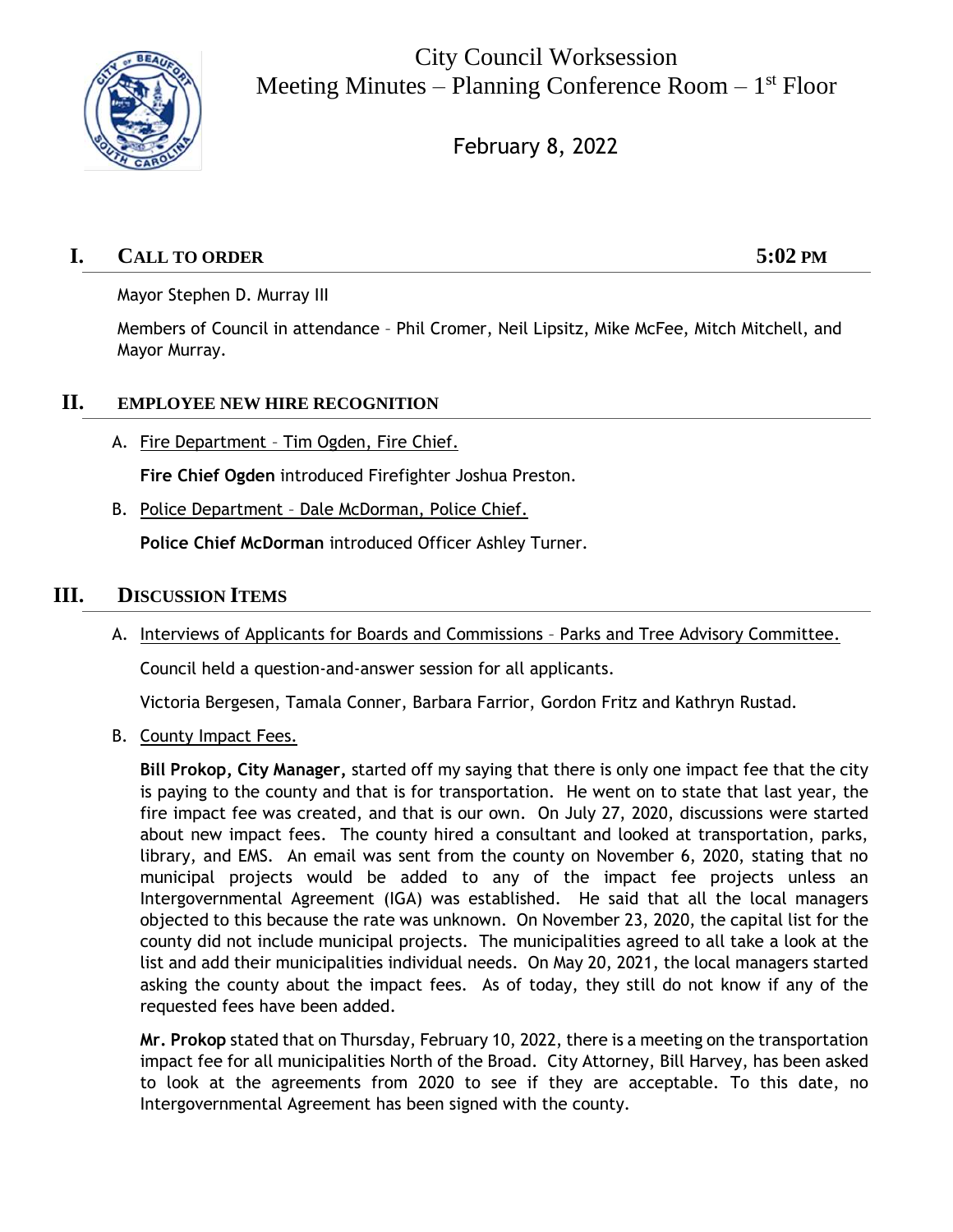# City Council Worksession
## Meeting Minutes – Planning Conference Room – 1st Floor

February 8, 2022

## I. CALL TO ORDER 5:02 PM

Mayor Stephen D. Murray III

Members of Council in attendance – Phil Cromer, Neil Lipsitz, Mike McFee, Mitch Mitchell, and Mayor Murray.

## II. EMPLOYEE NEW HIRE RECOGNITION

A. Fire Department – Tim Ogden, Fire Chief.

**Fire Chief Ogden** introduced Firefighter Joshua Preston.

B. Police Department – Dale McDorman, Police Chief.

**Police Chief McDorman** introduced Officer Ashley Turner.

## III. DISCUSSION ITEMS

A. Interviews of Applicants for Boards and Commissions – Parks and Tree Advisory Committee.

Council held a question-and-answer session for all applicants.

Victoria Bergesen, Tamala Conner, Barbara Farrior, Gordon Fritz and Kathryn Rustad.

B. County Impact Fees.

**Bill Prokop, City Manager,** started off my saying that there is only one impact fee that the city is paying to the county and that is for transportation. He went on to state that last year, the fire impact fee was created, and that is our own. On July 27, 2020, discussions were started about new impact fees. The county hired a consultant and looked at transportation, parks, library, and EMS. An email was sent from the county on November 6, 2020, stating that no municipal projects would be added to any of the impact fee projects unless an Intergovernmental Agreement (IGA) was established. He said that all the local managers objected to this because the rate was unknown. On November 23, 2020, the capital list for the county did not include municipal projects. The municipalities agreed to all take a look at the list and add their municipalities individual needs. On May 20, 2021, the local managers started asking the county about the impact fees. As of today, they still do not know if any of the requested fees have been added.

**Mr. Prokop** stated that on Thursday, February 10, 2022, there is a meeting on the transportation impact fee for all municipalities North of the Broad. City Attorney, Bill Harvey, has been asked to look at the agreements from 2020 to see if they are acceptable. To this date, no Intergovernmental Agreement has been signed with the county.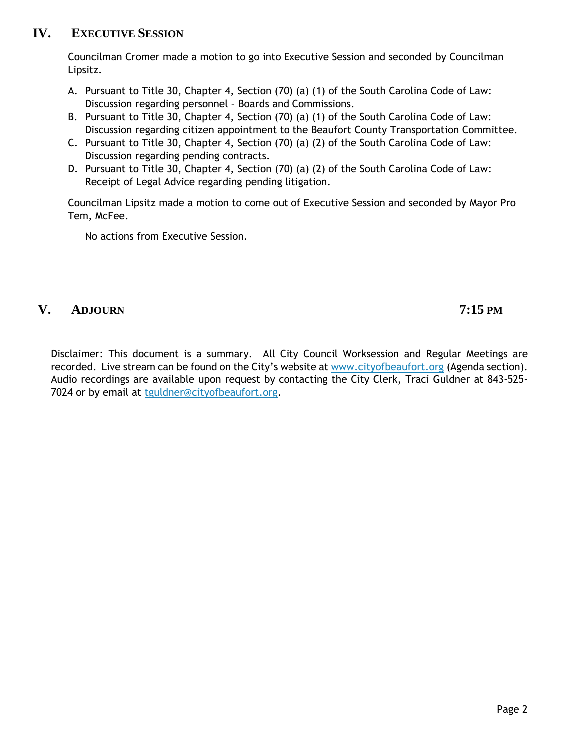## IV. EXECUTIVE SESSION

Councilman Cromer made a motion to go into Executive Session and seconded by Councilman Lipsitz.

A. Pursuant to Title 30, Chapter 4, Section (70) (a) (1) of the South Carolina Code of Law: Discussion regarding personnel – Boards and Commissions.
B. Pursuant to Title 30, Chapter 4, Section (70) (a) (1) of the South Carolina Code of Law: Discussion regarding citizen appointment to the Beaufort County Transportation Committee.
C. Pursuant to Title 30, Chapter 4, Section (70) (a) (2) of the South Carolina Code of Law: Discussion regarding pending contracts.
D. Pursuant to Title 30, Chapter 4, Section (70) (a) (2) of the South Carolina Code of Law: Receipt of Legal Advice regarding pending litigation.

Councilman Lipsitz made a motion to come out of Executive Session and seconded by Mayor Pro Tem, McFee.

No actions from Executive Session.

## V. ADJOURN 7:15 PM

Disclaimer: This document is a summary. All City Council Worksession and Regular Meetings are recorded. Live stream can be found on the City's website at www.cityofbeaufort.org (Agenda section). Audio recordings are available upon request by contacting the City Clerk, Traci Guldner at 843-525-7024 or by email at tguldner@cityofbeaufort.org.